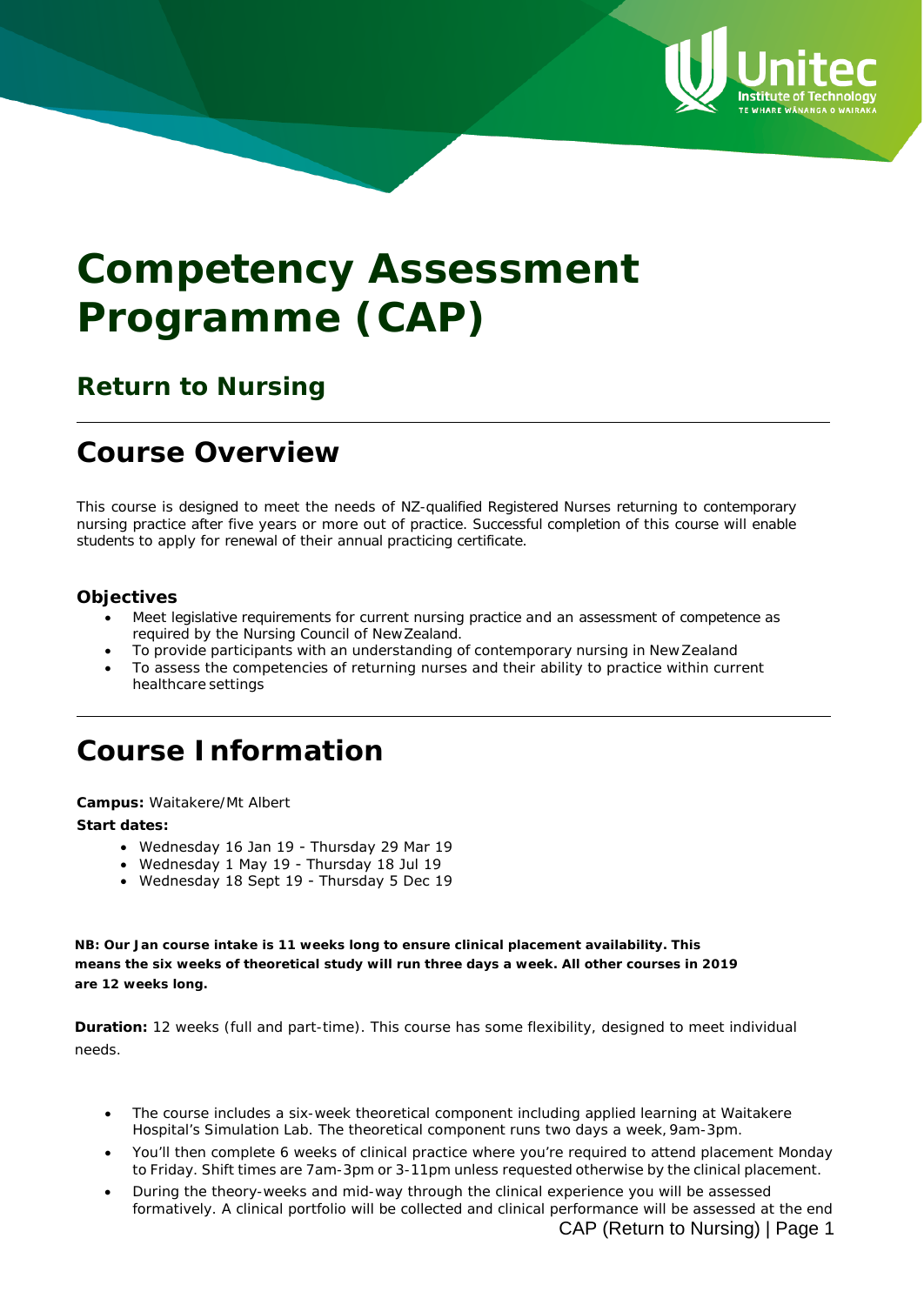# Competency Assessment Programme (CAP)

## Return to Nursing

# Course Overview

This course is designed to meet the needs of NZ-qualified Registered Nurses returning to contemporary nursing practice after five years or more out of practice. Successful completion of this course will enable students to apply for renewal of their annual practicing certificate.

### Objectives

- Meet legislative requirements for current nursing practice and an assessment of competence as required by the Nursing Council of New Zealand.
- To provide participants with an understanding of contemporary nursing in New Zealand
- To assess the competencies of returning nurses and their ability to practice within current healthcare settings

# Course Information

**Campus:** Waitakere/Mt Albert

**Start dates:**

- Wednesday 16 Jan 19 - Thursday 29 Mar 19
- Wednesday 1 May 19 - Thursday 18 Jul 19
- Wednesday 18 Sept 19 - Thursday 5 Dec 19

**NB: Our Jan course intake is 11 weeks long to ensure clinical placement availability. This means the six weeks of theoretical study will run three days a week. All other courses in 2019 are 12 weeks long.**

**Duration:** 12 weeks (full and part-time). This course has some flexibility, designed to meet individual needs.

- The course includes a six-week theoretical component including applied learning at Waitakere Hospital's Simulation Lab. The theoretical component runs two days a week, 9am-3pm.
- You'll then complete 6 weeks of clinical practice where you're required to attend placement Monday to Friday. Shift times are 7am-3pm or 3-11pm unless requested otherwise by the clinical placement.
- During the theory-weeks and mid-way through the clinical experience you will be assessed formatively. A clinical portfolio will be collected and clinical performance will be assessed at the end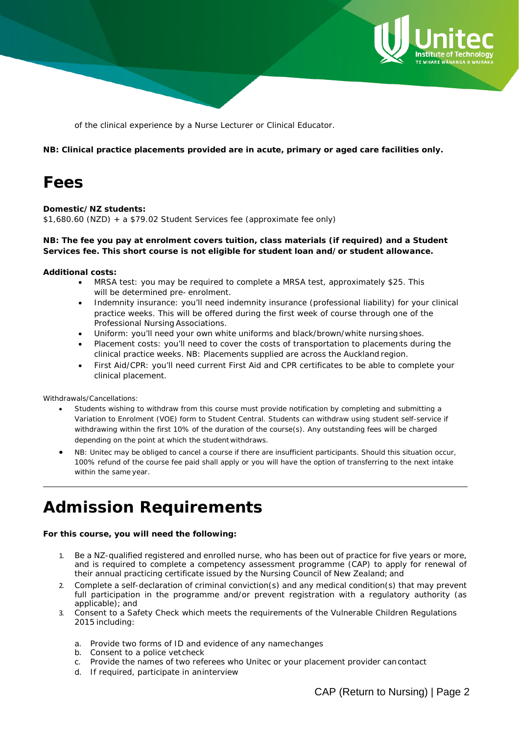of the clinical experience by a Nurse Lecturer or Clinical Educator.

**NB: Clinical practice placements provided are in acute, primary or aged care facilities only.**

# Fees

**Domestic/NZ students:**
$1,680.60 (NZD) + a $79.02 Student Services fee (approximate fee only)

**NB: The fee you pay at enrolment covers tuition, class materials (if required) and a Student Services fee. This short course is not eligible for student loan and/or student allowance.**

**Additional costs:**

- MRSA test: you may be required to complete a MRSA test, approximately $25. This will be determined pre- enrolment.
- Indemnity insurance: you'll need indemnity insurance (professional liability) for your clinical practice weeks. This will be offered during the first week of course through one of the Professional Nursing Associations.
- Uniform: you'll need your own white uniforms and black/brown/white nursing shoes.
- Placement costs: you'll need to cover the costs of transportation to placements during the clinical practice weeks. NB: Placements supplied are across the Auckland region.
- First Aid/CPR: you'll need current First Aid and CPR certificates to be able to complete your clinical placement.

Withdrawals/Cancellations:

- Students wishing to withdraw from this course must provide notification by completing and submitting a Variation to Enrolment (VOE) form to Student Central. Students can withdraw using student self-service if withdrawing within the first 10% of the duration of the course(s). Any outstanding fees will be charged depending on the point at which the student withdraws.
- NB: Unitec may be obliged to cancel a course if there are insufficient participants. Should this situation occur, 100% refund of the course fee paid shall apply or you will have the option of transferring to the next intake within the same year.

---

# Admission Requirements

**For this course, you will need the following:**

1. Be a NZ-qualified registered and enrolled nurse, who has been out of practice for five years or more, and is required to complete a competency assessment programme (CAP) to apply for renewal of their annual practicing certificate issued by the Nursing Council of New Zealand; and
2. Complete a self-declaration of criminal conviction(s) and any medical condition(s) that may prevent full participation in the programme and/or prevent registration with a regulatory authority (as applicable); and
3. Consent to a Safety Check which meets the requirements of the Vulnerable Children Regulations 2015 including:

    a. Provide two forms of ID and evidence of any name changes
    b. Consent to a police vet check
    c. Provide the names of two referees who Unitec or your placement provider can contact
    d. If required, participate in an interview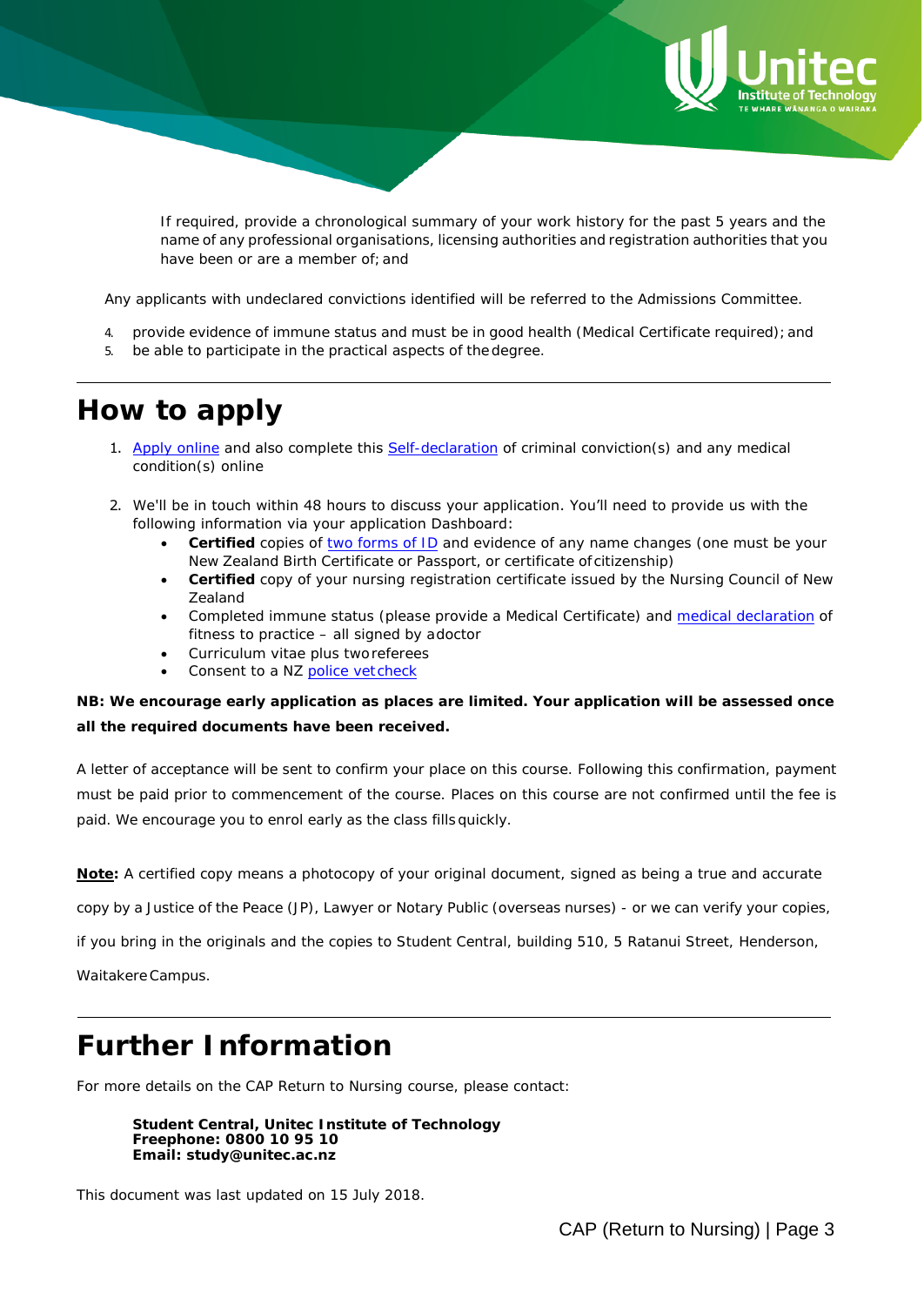If required, provide a chronological summary of your work history for the past 5 years and the name of any professional organisations, licensing authorities and registration authorities that you have been or are a member of; and

Any applicants with undeclared convictions identified will be referred to the Admissions Committee.

4. provide evidence of immune status and must be in good health (Medical Certificate required); and
5. be able to participate in the practical aspects of the degree.

# How to apply

1. Apply online and also complete this Self-declaration of criminal conviction(s) and any medical condition(s) online

2. We'll be in touch within 48 hours to discuss your application. You'll need to provide us with the following information via your application Dashboard:
   - **Certified** copies of two forms of ID and evidence of any name changes (one must be your New Zealand Birth Certificate or Passport, or certificate of citizenship)
   - **Certified** copy of your nursing registration certificate issued by the Nursing Council of New Zealand
   - Completed immune status (please provide a Medical Certificate) and medical declaration of fitness to practice – all signed by a doctor
   - Curriculum vitae plus two referees
   - Consent to a NZ police vet check

**NB: We encourage early application as places are limited. Your application will be assessed once all the required documents have been received.**

A letter of acceptance will be sent to confirm your place on this course. Following this confirmation, payment must be paid prior to commencement of the course. Places on this course are not confirmed until the fee is paid. We encourage you to enrol early as the class fills quickly.

**Note:** A certified copy means a photocopy of your original document, signed as being a true and accurate copy by a Justice of the Peace (JP), Lawyer or Notary Public (overseas nurses) - or we can verify your copies, if you bring in the originals and the copies to Student Central, building 510, 5 Ratanui Street, Henderson, Waitakere Campus.

# Further Information

For more details on the CAP Return to Nursing course, please contact:

**Student Central, Unitec Institute of Technology**
**Freephone: 0800 10 95 10**
**Email: study@unitec.ac.nz**

This document was last updated on 15 July 2018.